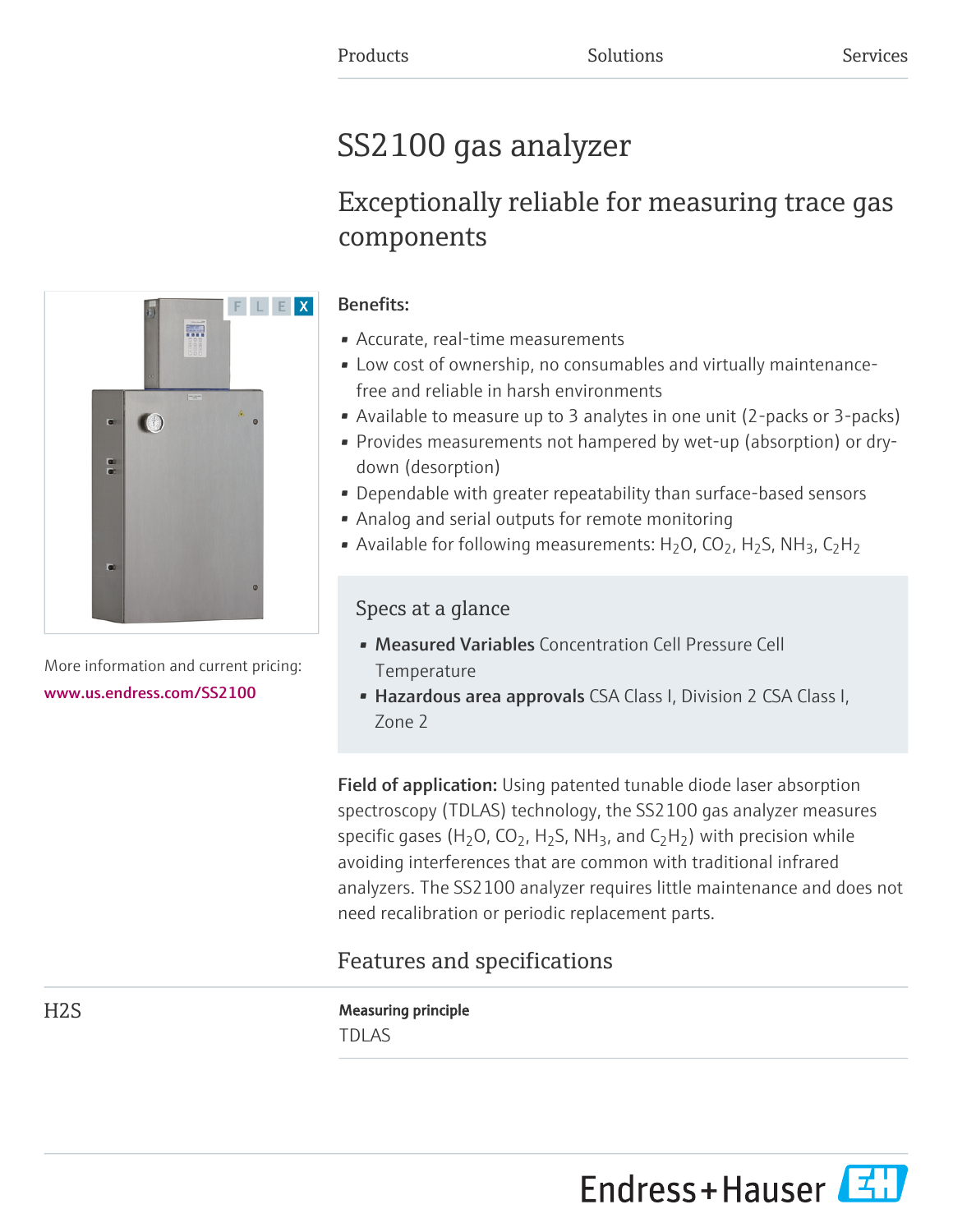Products Solutions Services

# SS2100 gas analyzer

## Exceptionally reliable for measuring trace gas components

More information and current pricing:
www.us.endress.com/SS2100

**Benefits:**

- Accurate, real-time measurements
- Low cost of ownership, no consumables and virtually maintenance-free and reliable in harsh environments
- Available to measure up to 3 analytes in one unit (2-packs or 3-packs)
- Provides measurements not hampered by wet-up (absorption) or dry-down (desorption)
- Dependable with greater repeatability than surface-based sensors
- Analog and serial outputs for remote monitoring
- Available for following measurements: $H_2O$, $CO_2$, $H_2S$, $NH_3$, $C_2H_2$

### Specs at a glance

- **Measured Variables** Concentration Cell Pressure Cell Temperature
- **Hazardous area approvals** CSA Class I, Division 2 CSA Class I, Zone 2

**Field of application:** Using patented tunable diode laser absorption spectroscopy (TDLAS) technology, the SS2100 gas analyzer measures specific gases ($H_2O$, $CO_2$, $H_2S$, $NH_3$, and $C_2H_2$) with precision while avoiding interferences that are common with traditional infrared analyzers. The SS2100 analyzer requires little maintenance and does not need recalibration or periodic replacement parts.

## Features and specifications

### H2S

**Measuring principle**

TDLAS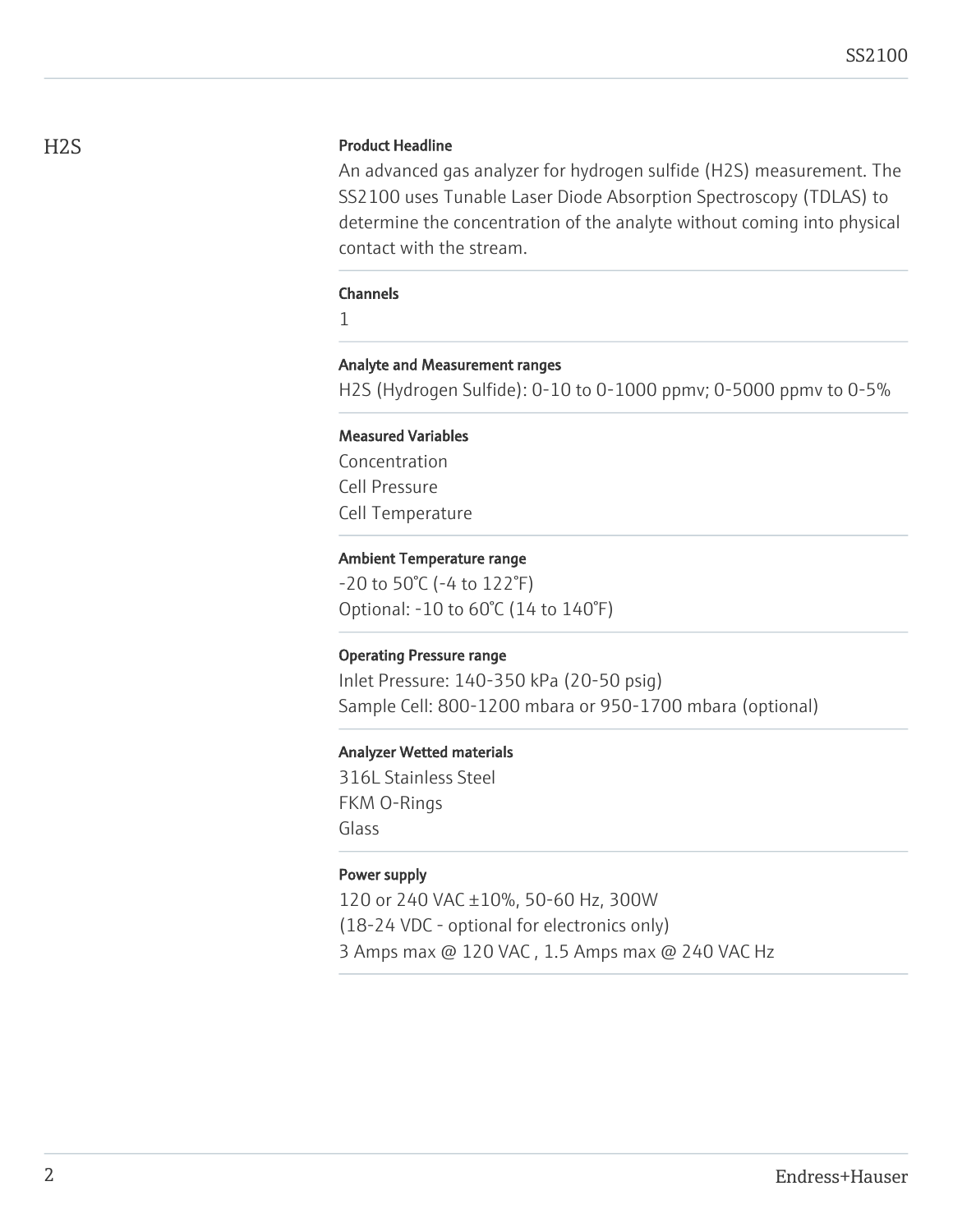## H2S

### Product Headline

An advanced gas analyzer for hydrogen sulfide ($H_2S$) measurement. The SS2100 uses Tunable Laser Diode Absorption Spectroscopy (TDLAS) to determine the concentration of the analyte without coming into physical contact with the stream.

### Channels

1

### Analyte and Measurement ranges

$H_2S$ (Hydrogen Sulfide): 0-10 to 0-1000 ppmv; 0-5000 ppmv to 0-5%

### Measured Variables

Concentration
Cell Pressure
Cell Temperature

### Ambient Temperature range

-20 to 50°C (-4 to 122°F)
Optional: -10 to 60°C (14 to 140°F)

### Operating Pressure range

Inlet Pressure: 140-350 kPa (20-50 psig)
Sample Cell: 800-1200 mbara or 950-1700 mbara (optional)

### Analyzer Wetted materials

316L Stainless Steel
FKM O-Rings
Glass

### Power supply

120 or 240 VAC ±10%, 50-60 Hz, 300W
(18-24 VDC - optional for electronics only)
3 Amps max @ 120 VAC , 1.5 Amps max @ 240 VAC Hz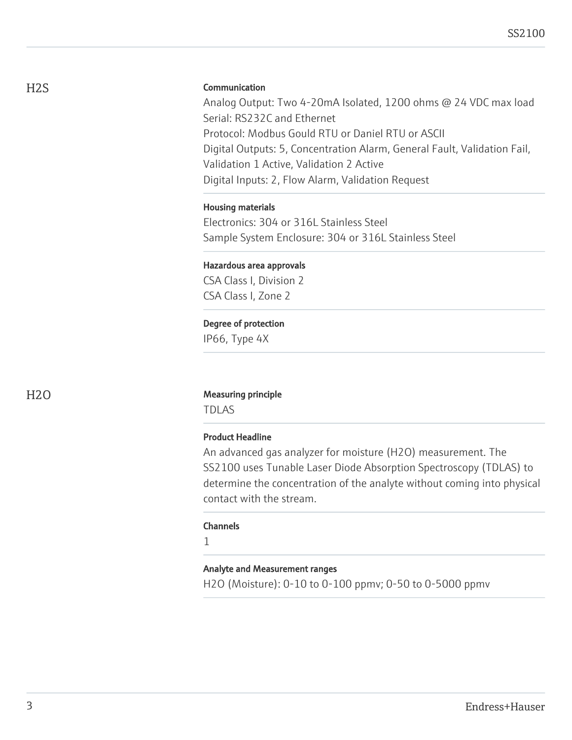## $H_2S$

### Communication

Analog Output: Two 4-20mA Isolated, 1200 ohms @ 24 VDC max load
Serial: RS232C and Ethernet
Protocol: Modbus Gould RTU or Daniel RTU or ASCII
Digital Outputs: 5, Concentration Alarm, General Fault, Validation Fail, Validation 1 Active, Validation 2 Active
Digital Inputs: 2, Flow Alarm, Validation Request

### Housing materials

Electronics: 304 or 316L Stainless Steel
Sample System Enclosure: 304 or 316L Stainless Steel

### Hazardous area approvals

CSA Class I, Division 2
CSA Class I, Zone 2

### Degree of protection

IP66, Type 4X

## $H_2O$

### Measuring principle

TDLAS

### Product Headline

An advanced gas analyzer for moisture ($H_2O$) measurement. The SS2100 uses Tunable Laser Diode Absorption Spectroscopy (TDLAS) to determine the concentration of the analyte without coming into physical contact with the stream.

### Channels

1

### Analyte and Measurement ranges

$H_2O$ (Moisture): 0-10 to 0-100 ppmv; 0-50 to 0-5000 ppmv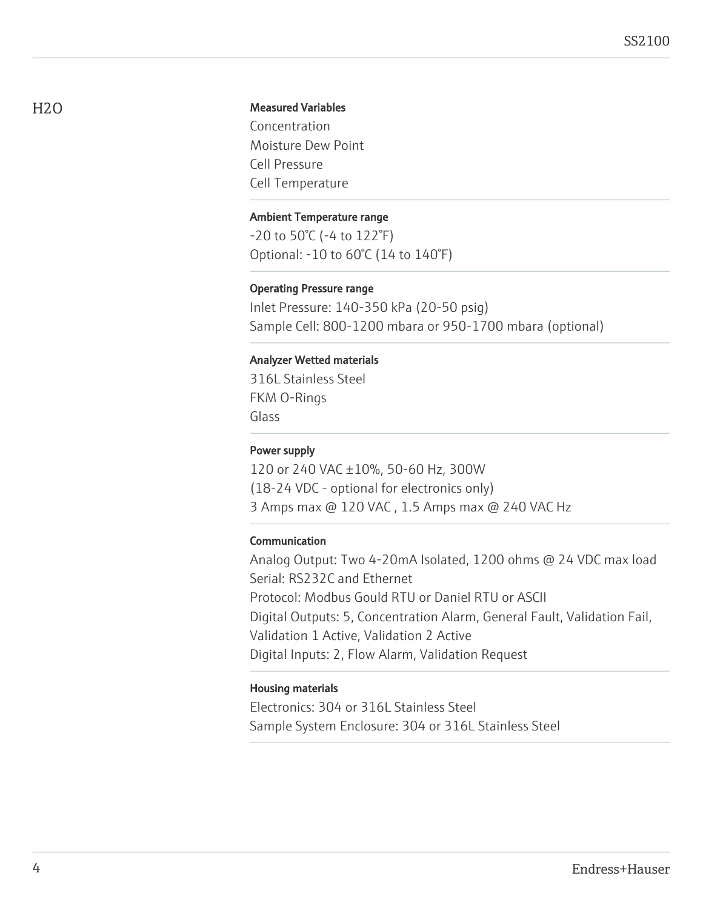## H2O

### Measured Variables

Concentration
Moisture Dew Point
Cell Pressure
Cell Temperature

### Ambient Temperature range

-20 to 50°C (-4 to 122°F)
Optional: -10 to 60°C (14 to 140°F)

### Operating Pressure range

Inlet Pressure: 140-350 kPa (20-50 psig)
Sample Cell: 800-1200 mbara or 950-1700 mbara (optional)

### Analyzer Wetted materials

316L Stainless Steel
FKM O-Rings
Glass

### Power supply

120 or 240 VAC ±10%, 50-60 Hz, 300W
(18-24 VDC - optional for electronics only)
3 Amps max @ 120 VAC , 1.5 Amps max @ 240 VAC Hz

### Communication

Analog Output: Two 4-20mA Isolated, 1200 ohms @ 24 VDC max load
Serial: RS232C and Ethernet
Protocol: Modbus Gould RTU or Daniel RTU or ASCII
Digital Outputs: 5, Concentration Alarm, General Fault, Validation Fail, Validation 1 Active, Validation 2 Active
Digital Inputs: 2, Flow Alarm, Validation Request

### Housing materials

Electronics: 304 or 316L Stainless Steel
Sample System Enclosure: 304 or 316L Stainless Steel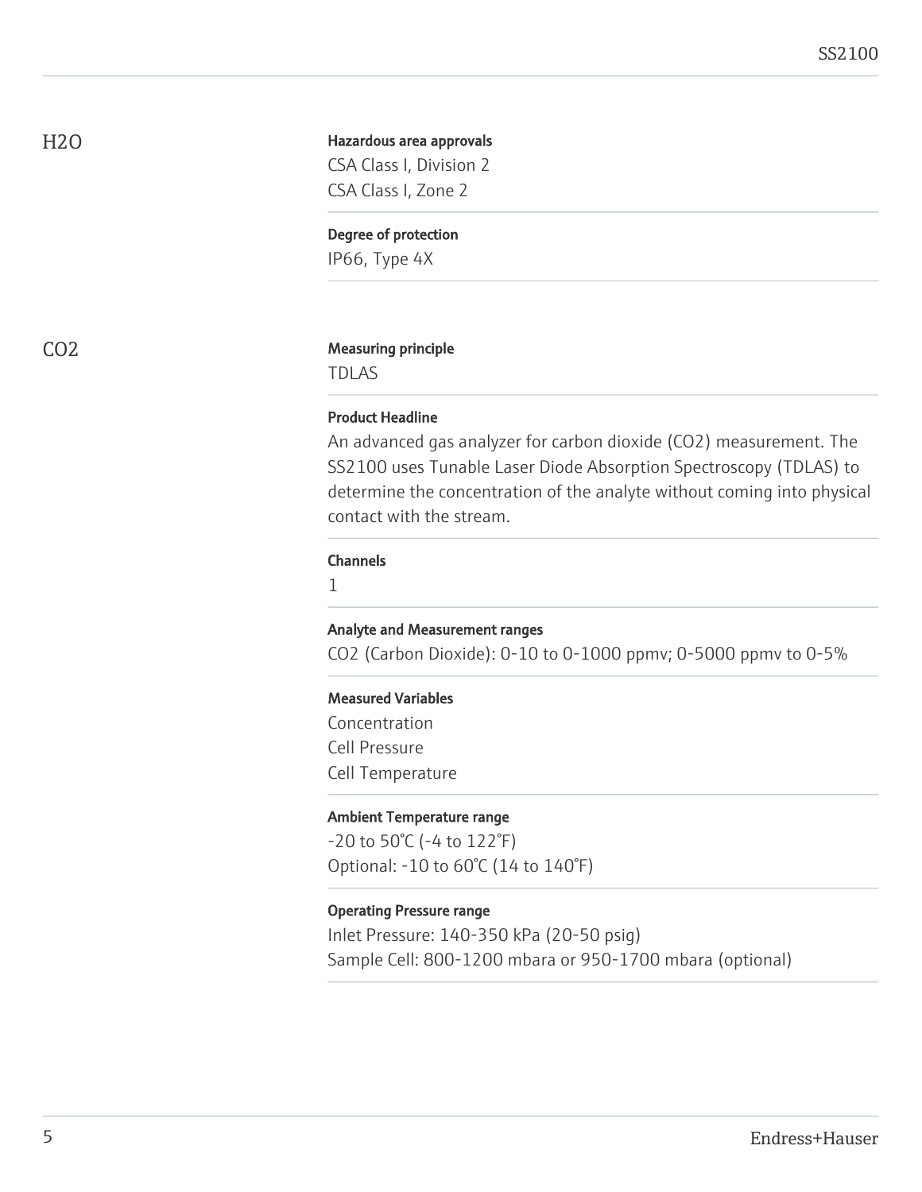## H2O

**Hazardous area approvals**

CSA Class I, Division 2
CSA Class I, Zone 2

**Degree of protection**

IP66, Type 4X

## CO2

**Measuring principle**

TDLAS

**Product Headline**

An advanced gas analyzer for carbon dioxide ($CO_2$) measurement. The SS2100 uses Tunable Laser Diode Absorption Spectroscopy (TDLAS) to determine the concentration of the analyte without coming into physical contact with the stream.

**Channels**

1

**Analyte and Measurement ranges**

$CO_2$ (Carbon Dioxide): 0-10 to 0-1000 ppmv; 0-5000 ppmv to 0-5%

**Measured Variables**

Concentration
Cell Pressure
Cell Temperature

**Ambient Temperature range**

-20 to 50°C (-4 to 122°F)
Optional: -10 to 60°C (14 to 140°F)

**Operating Pressure range**

Inlet Pressure: 140-350 kPa (20-50 psig)
Sample Cell: 800-1200 mbara or 950-1700 mbara (optional)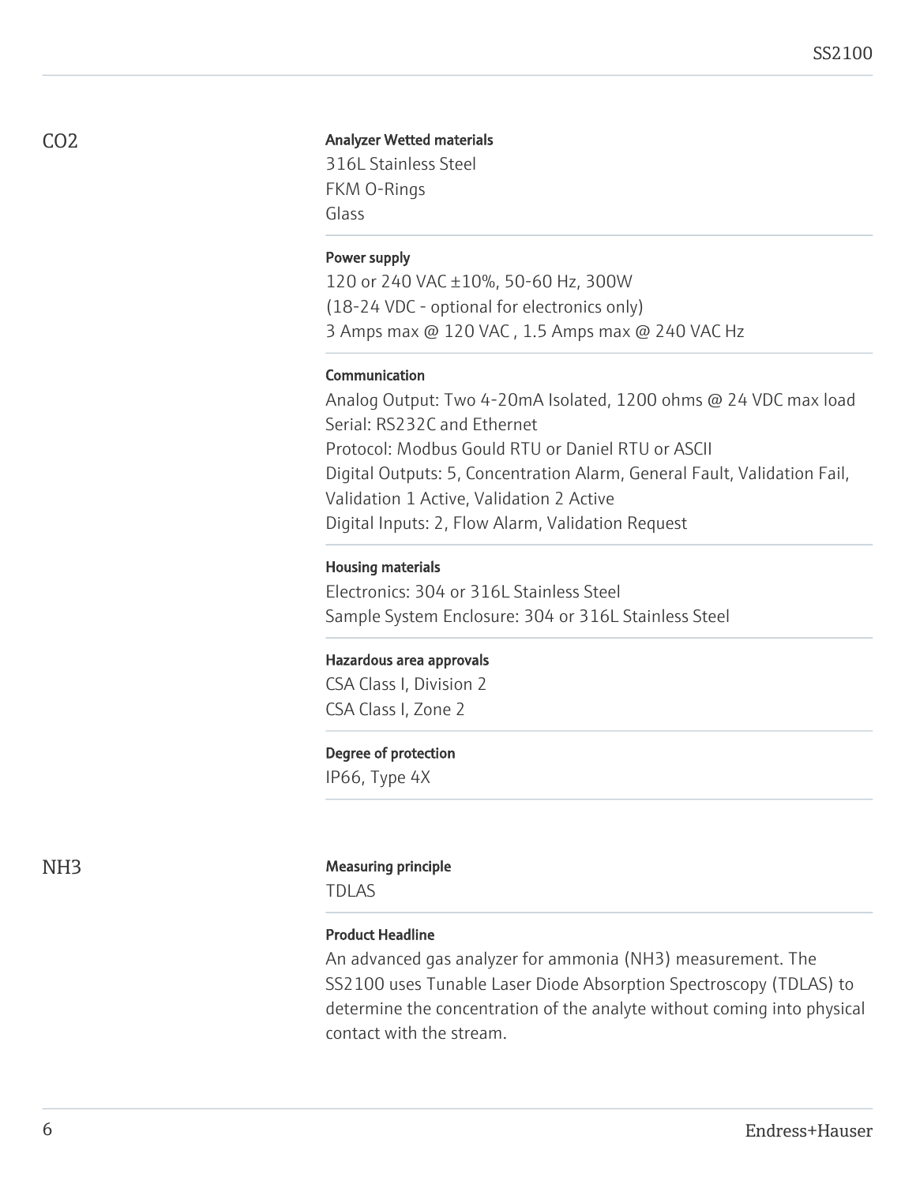## CO2

**Analyzer Wetted materials**

316L Stainless Steel
FKM O-Rings
Glass

**Power supply**

120 or 240 VAC ±10%, 50-60 Hz, 300W
(18-24 VDC - optional for electronics only)
3 Amps max @ 120 VAC , 1.5 Amps max @ 240 VAC Hz

**Communication**

Analog Output: Two 4-20mA Isolated, 1200 ohms @ 24 VDC max load
Serial: RS232C and Ethernet
Protocol: Modbus Gould RTU or Daniel RTU or ASCII
Digital Outputs: 5, Concentration Alarm, General Fault, Validation Fail, Validation 1 Active, Validation 2 Active
Digital Inputs: 2, Flow Alarm, Validation Request

**Housing materials**

Electronics: 304 or 316L Stainless Steel
Sample System Enclosure: 304 or 316L Stainless Steel

**Hazardous area approvals**

CSA Class I, Division 2
CSA Class I, Zone 2

**Degree of protection**

IP66, Type 4X

## NH3

**Measuring principle**

TDLAS

**Product Headline**

An advanced gas analyzer for ammonia (NH3) measurement. The SS2100 uses Tunable Laser Diode Absorption Spectroscopy (TDLAS) to determine the concentration of the analyte without coming into physical contact with the stream.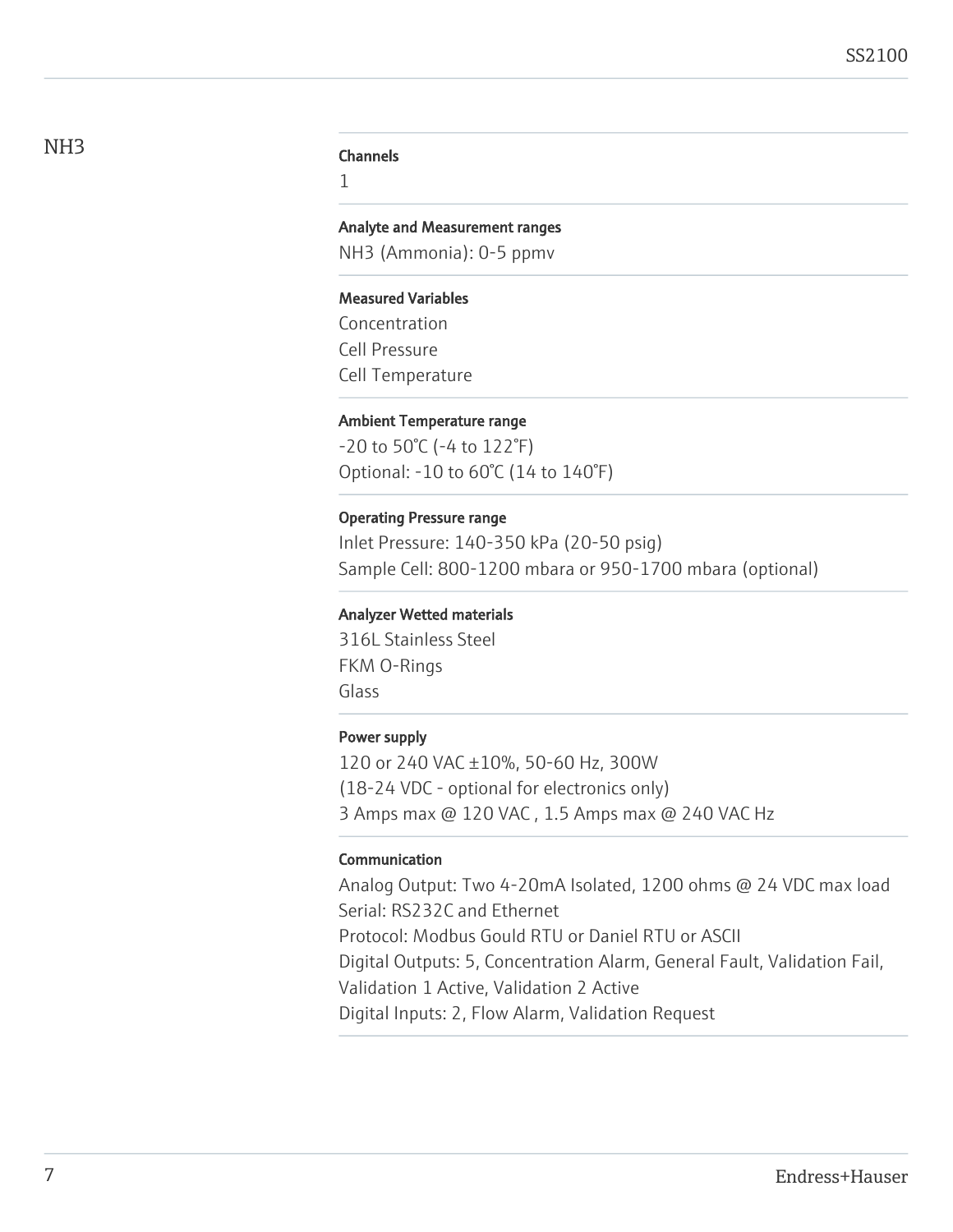## NH3

**Channels**

1

**Analyte and Measurement ranges**

$NH_3$ (Ammonia): 0-5 ppmv

**Measured Variables**

Concentration
Cell Pressure
Cell Temperature

**Ambient Temperature range**

-20 to 50°C (-4 to 122°F)
Optional: -10 to 60°C (14 to 140°F)

**Operating Pressure range**

Inlet Pressure: 140-350 kPa (20-50 psig)
Sample Cell: 800-1200 mbara or 950-1700 mbara (optional)

**Analyzer Wetted materials**

316L Stainless Steel
FKM O-Rings
Glass

**Power supply**

120 or 240 VAC ±10%, 50-60 Hz, 300W
(18-24 VDC - optional for electronics only)
3 Amps max @ 120 VAC , 1.5 Amps max @ 240 VAC Hz

**Communication**

Analog Output: Two 4-20mA Isolated, 1200 ohms @ 24 VDC max load
Serial: RS232C and Ethernet
Protocol: Modbus Gould RTU or Daniel RTU or ASCII
Digital Outputs: 5, Concentration Alarm, General Fault, Validation Fail, Validation 1 Active, Validation 2 Active
Digital Inputs: 2, Flow Alarm, Validation Request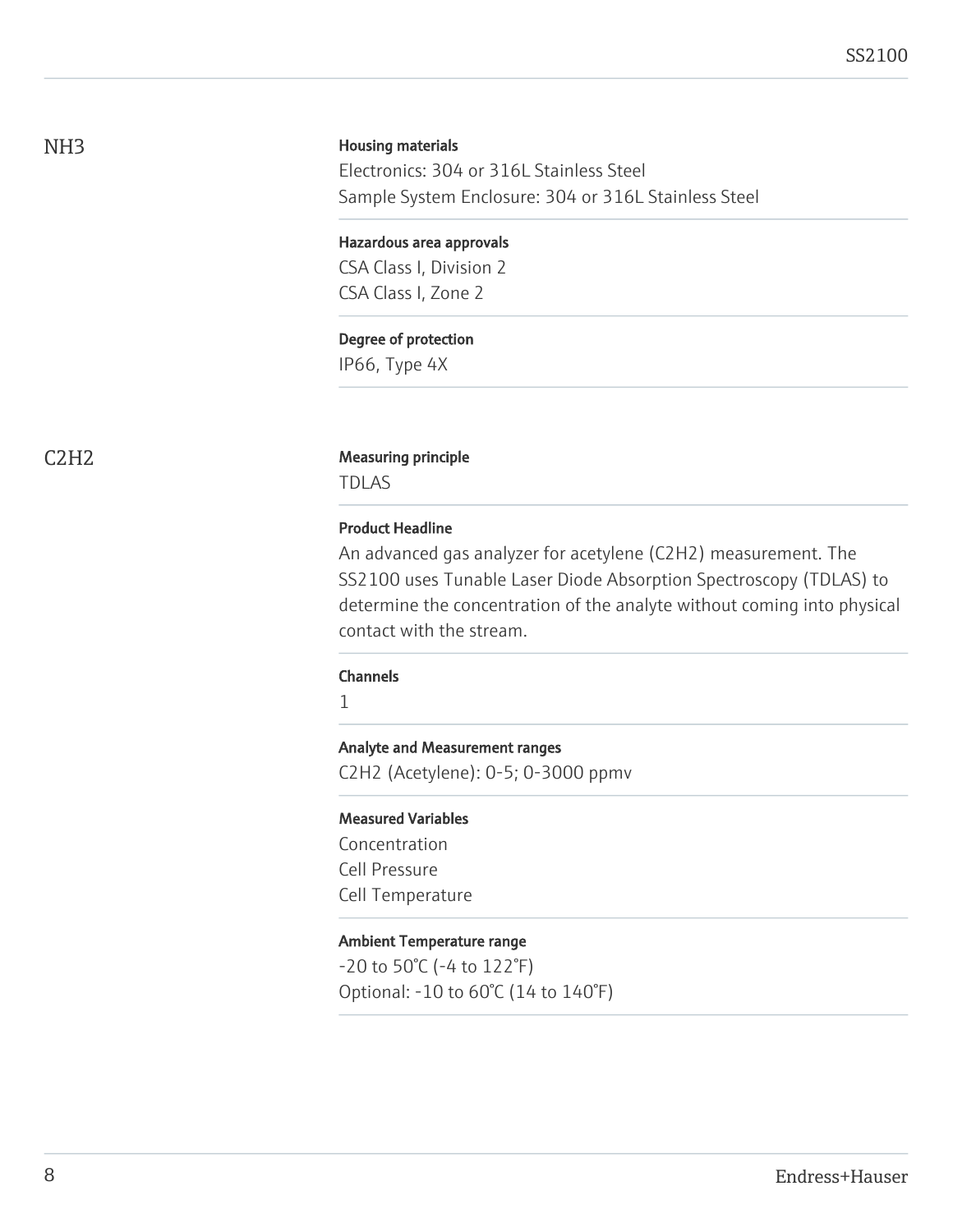## $NH_3$

**Housing materials**

Electronics: 304 or 316L Stainless Steel
Sample System Enclosure: 304 or 316L Stainless Steel

**Hazardous area approvals**

CSA Class I, Division 2
CSA Class I, Zone 2

**Degree of protection**

IP66, Type 4X

## $C_2H_2$

**Measuring principle**

TDLAS

**Product Headline**

An advanced gas analyzer for acetylene ($C_2H_2$) measurement. The SS2100 uses Tunable Laser Diode Absorption Spectroscopy (TDLAS) to determine the concentration of the analyte without coming into physical contact with the stream.

**Channels**

1

**Analyte and Measurement ranges**

$C_2H_2$ (Acetylene): 0-5; 0-3000 ppmv

**Measured Variables**

Concentration
Cell Pressure
Cell Temperature

**Ambient Temperature range**

-20 to 50°C (-4 to 122°F)
Optional: -10 to 60°C (14 to 140°F)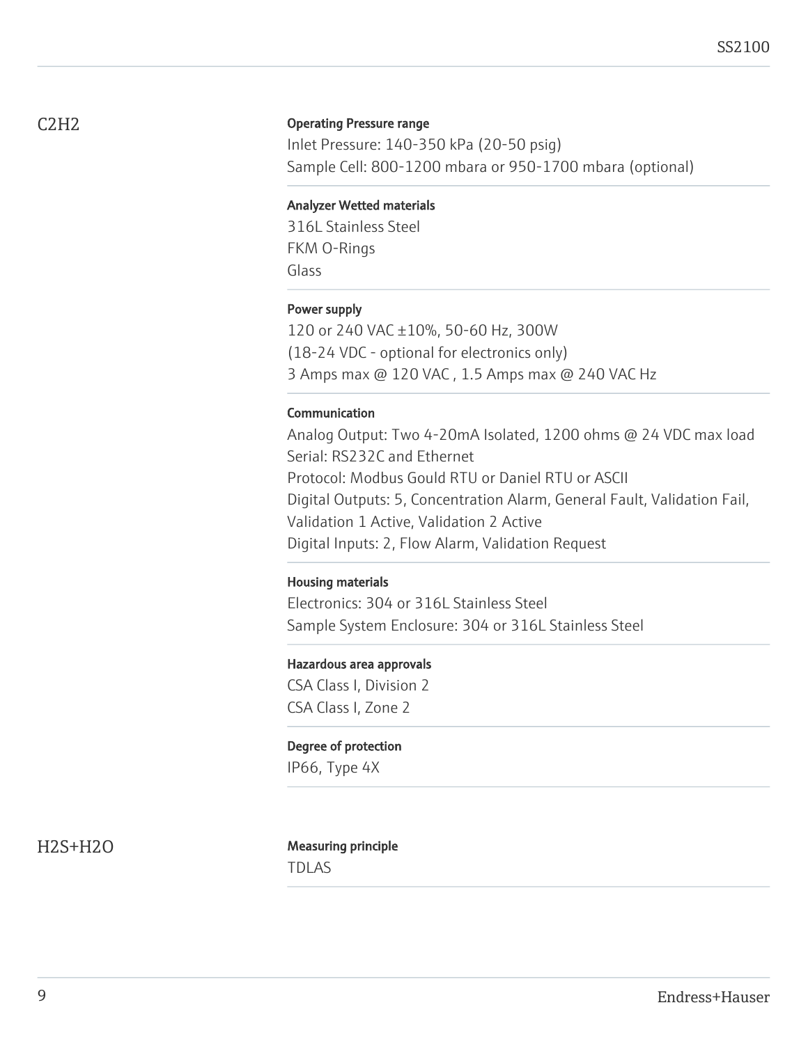## $C_2H_2$

**Operating Pressure range**

Inlet Pressure: 140-350 kPa (20-50 psig)
Sample Cell: 800-1200 mbara or 950-1700 mbara (optional)

**Analyzer Wetted materials**

316L Stainless Steel
FKM O-Rings
Glass

**Power supply**

120 or 240 VAC ±10%, 50-60 Hz, 300W
(18-24 VDC - optional for electronics only)
3 Amps max @ 120 VAC , 1.5 Amps max @ 240 VAC Hz

**Communication**

Analog Output: Two 4-20mA Isolated, 1200 ohms @ 24 VDC max load
Serial: RS232C and Ethernet
Protocol: Modbus Gould RTU or Daniel RTU or ASCII
Digital Outputs: 5, Concentration Alarm, General Fault, Validation Fail, Validation 1 Active, Validation 2 Active
Digital Inputs: 2, Flow Alarm, Validation Request

**Housing materials**

Electronics: 304 or 316L Stainless Steel
Sample System Enclosure: 304 or 316L Stainless Steel

**Hazardous area approvals**

CSA Class I, Division 2
CSA Class I, Zone 2

**Degree of protection**

IP66, Type 4X

## $H_2S+H_2O$

**Measuring principle**

TDLAS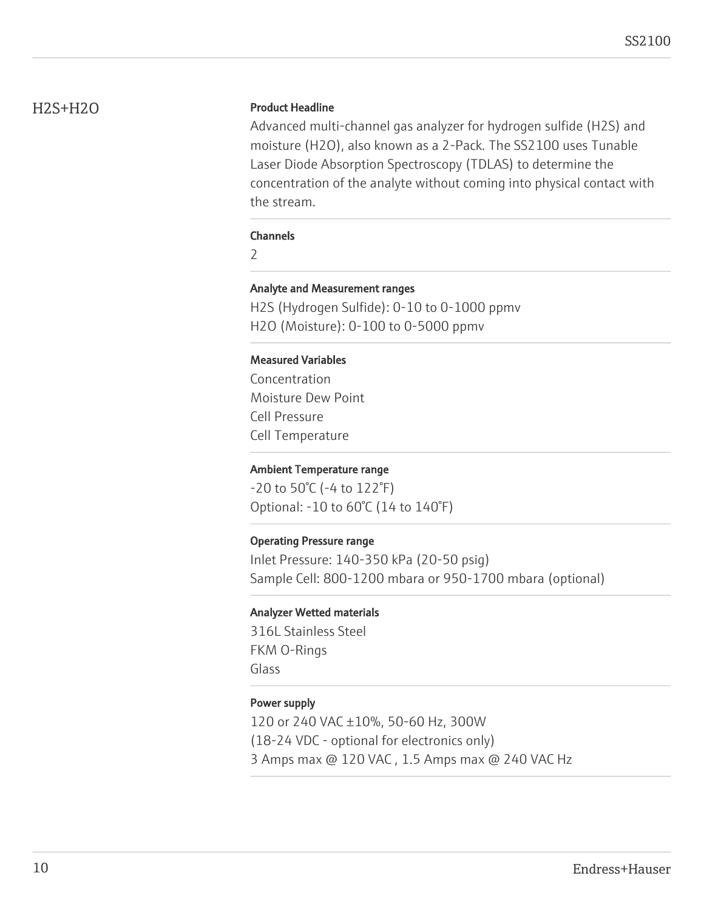## H2S+H2O

**Product Headline**

Advanced multi-channel gas analyzer for hydrogen sulfide (H2S) and moisture (H2O), also known as a 2-Pack. The SS2100 uses Tunable Laser Diode Absorption Spectroscopy (TDLAS) to determine the concentration of the analyte without coming into physical contact with the stream.

**Channels**

2

**Analyte and Measurement ranges**

H2S (Hydrogen Sulfide): 0-10 to 0-1000 ppmv
H2O (Moisture): 0-100 to 0-5000 ppmv

**Measured Variables**

Concentration
Moisture Dew Point
Cell Pressure
Cell Temperature

**Ambient Temperature range**

-20 to 50°C (-4 to 122°F)
Optional: -10 to 60°C (14 to 140°F)

**Operating Pressure range**

Inlet Pressure: 140-350 kPa (20-50 psig)
Sample Cell: 800-1200 mbara or 950-1700 mbara (optional)

**Analyzer Wetted materials**

316L Stainless Steel
FKM O-Rings
Glass

**Power supply**

120 or 240 VAC ±10%, 50-60 Hz, 300W
(18-24 VDC - optional for electronics only)
3 Amps max @ 120 VAC , 1.5 Amps max @ 240 VAC Hz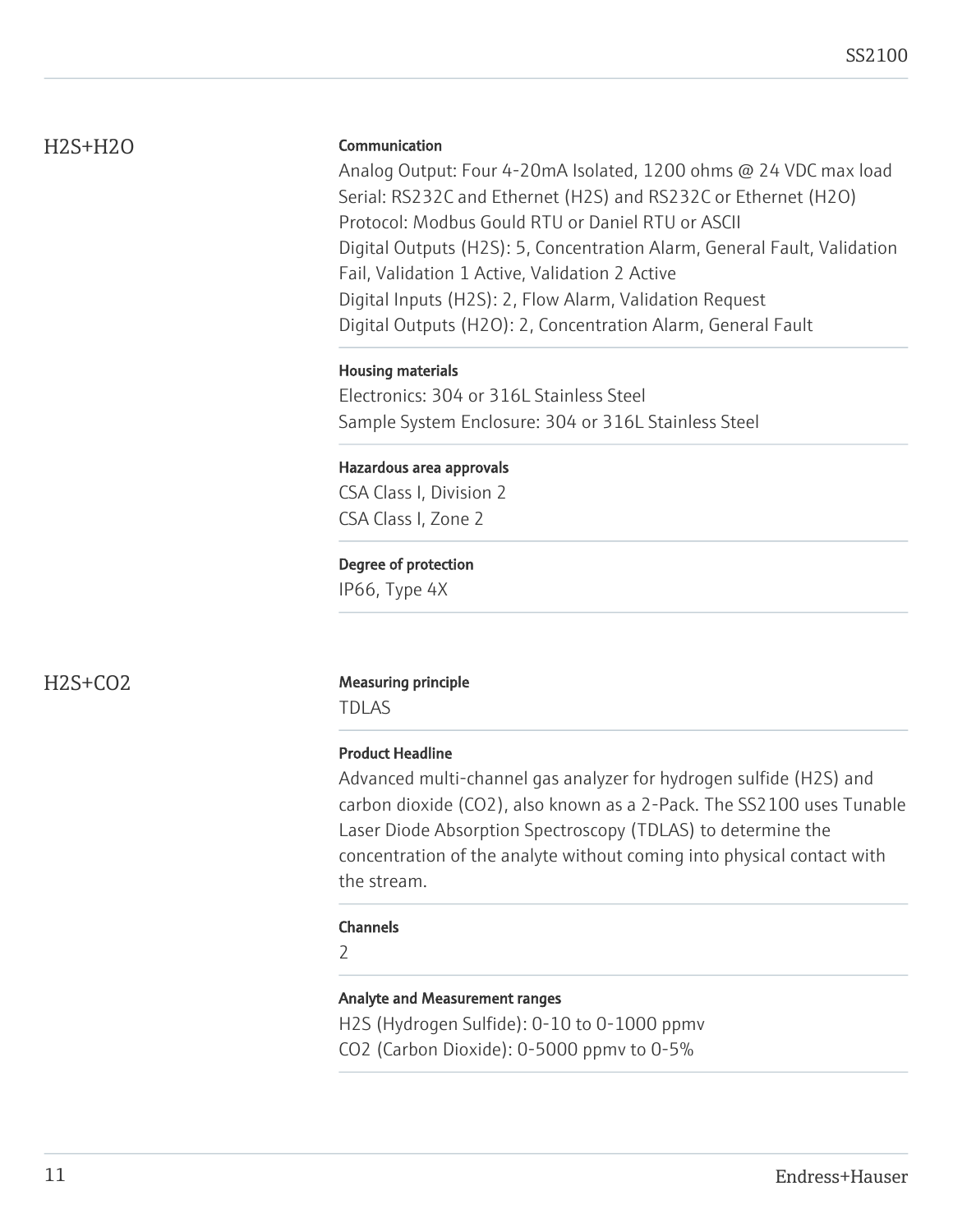## H2S+H2O

#### Communication

Analog Output: Four 4-20mA Isolated, 1200 ohms @ 24 VDC max load
Serial: RS232C and Ethernet (H2S) and RS232C or Ethernet (H2O)
Protocol: Modbus Gould RTU or Daniel RTU or ASCII
Digital Outputs (H2S): 5, Concentration Alarm, General Fault, Validation Fail, Validation 1 Active, Validation 2 Active
Digital Inputs (H2S): 2, Flow Alarm, Validation Request
Digital Outputs (H2O): 2, Concentration Alarm, General Fault

#### Housing materials

Electronics: 304 or 316L Stainless Steel
Sample System Enclosure: 304 or 316L Stainless Steel

#### Hazardous area approvals

CSA Class I, Division 2
CSA Class I, Zone 2

#### Degree of protection

IP66, Type 4X

## H2S+CO2

#### Measuring principle

TDLAS

#### Product Headline

Advanced multi-channel gas analyzer for hydrogen sulfide (H2S) and carbon dioxide (CO2), also known as a 2-Pack. The SS2100 uses Tunable Laser Diode Absorption Spectroscopy (TDLAS) to determine the concentration of the analyte without coming into physical contact with the stream.

#### Channels

2

#### Analyte and Measurement ranges

H2S (Hydrogen Sulfide): 0-10 to 0-1000 ppmv
CO2 (Carbon Dioxide): 0-5000 ppmv to 0-5%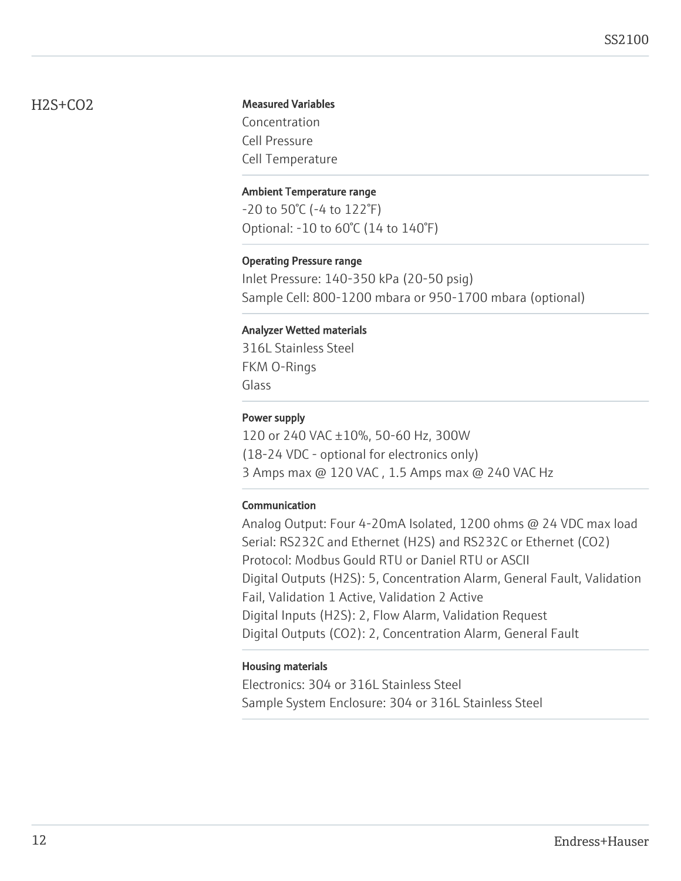## H2S+CO2

**Measured Variables**

Concentration
Cell Pressure
Cell Temperature

**Ambient Temperature range**

-20 to 50°C (-4 to 122°F)
Optional: -10 to 60°C (14 to 140°F)

**Operating Pressure range**

Inlet Pressure: 140-350 kPa (20-50 psig)
Sample Cell: 800-1200 mbara or 950-1700 mbara (optional)

**Analyzer Wetted materials**

316L Stainless Steel
FKM O-Rings
Glass

**Power supply**

120 or 240 VAC ±10%, 50-60 Hz, 300W
(18-24 VDC - optional for electronics only)
3 Amps max @ 120 VAC , 1.5 Amps max @ 240 VAC Hz

**Communication**

Analog Output: Four 4-20mA Isolated, 1200 ohms @ 24 VDC max load
Serial: RS232C and Ethernet (H2S) and RS232C or Ethernet (CO2)
Protocol: Modbus Gould RTU or Daniel RTU or ASCII
Digital Outputs (H2S): 5, Concentration Alarm, General Fault, Validation Fail, Validation 1 Active, Validation 2 Active
Digital Inputs (H2S): 2, Flow Alarm, Validation Request
Digital Outputs (CO2): 2, Concentration Alarm, General Fault

**Housing materials**

Electronics: 304 or 316L Stainless Steel
Sample System Enclosure: 304 or 316L Stainless Steel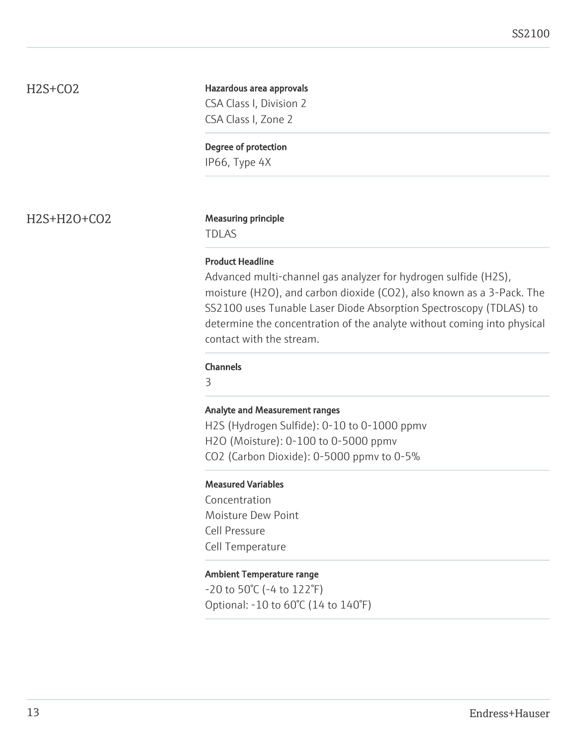## H2S+CO2

**Hazardous area approvals**

CSA Class I, Division 2
CSA Class I, Zone 2

**Degree of protection**

IP66, Type 4X

## H2S+H2O+CO2

**Measuring principle**

TDLAS

**Product Headline**

Advanced multi-channel gas analyzer for hydrogen sulfide ($H_2S$), moisture ($H_2O$), and carbon dioxide ($CO_2$), also known as a 3-Pack. The SS2100 uses Tunable Laser Diode Absorption Spectroscopy (TDLAS) to determine the concentration of the analyte without coming into physical contact with the stream.

**Channels**

3

**Analyte and Measurement ranges**

$H_2S$ (Hydrogen Sulfide): 0-10 to 0-1000 ppmv
$H_2O$ (Moisture): 0-100 to 0-5000 ppmv
$CO_2$ (Carbon Dioxide): 0-5000 ppmv to 0-5%

**Measured Variables**

Concentration
Moisture Dew Point
Cell Pressure
Cell Temperature

**Ambient Temperature range**

-20 to 50°C (-4 to 122°F)
Optional: -10 to 60°C (14 to 140°F)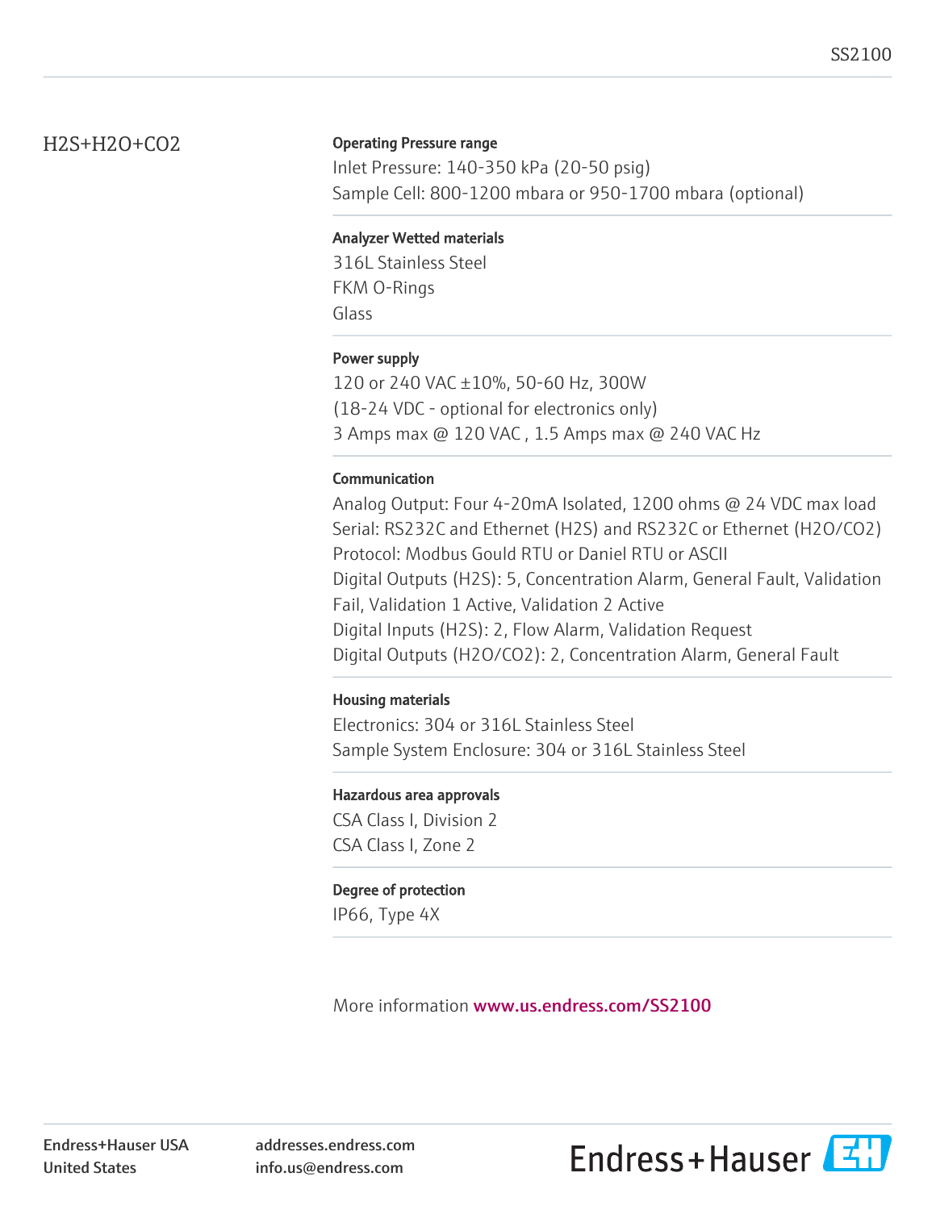## H2S+H2O+CO2

**Operating Pressure range**

Inlet Pressure: 140-350 kPa (20-50 psig)
Sample Cell: 800-1200 mbara or 950-1700 mbara (optional)

**Analyzer Wetted materials**

316L Stainless Steel
FKM O-Rings
Glass

**Power supply**

120 or 240 VAC ±10%, 50-60 Hz, 300W
(18-24 VDC - optional for electronics only)
3 Amps max @ 120 VAC , 1.5 Amps max @ 240 VAC Hz

**Communication**

Analog Output: Four 4-20mA Isolated, 1200 ohms @ 24 VDC max load
Serial: RS232C and Ethernet (H2S) and RS232C or Ethernet (H2O/CO2)
Protocol: Modbus Gould RTU or Daniel RTU or ASCII
Digital Outputs (H2S): 5, Concentration Alarm, General Fault, Validation Fail, Validation 1 Active, Validation 2 Active
Digital Inputs (H2S): 2, Flow Alarm, Validation Request
Digital Outputs (H2O/CO2): 2, Concentration Alarm, General Fault

**Housing materials**

Electronics: 304 or 316L Stainless Steel
Sample System Enclosure: 304 or 316L Stainless Steel

**Hazardous area approvals**

CSA Class I, Division 2
CSA Class I, Zone 2

**Degree of protection**

IP66, Type 4X

More information **www.us.endress.com/SS2100**

Endress+Hauser USA
United States

addresses.endress.com
info.us@endress.com